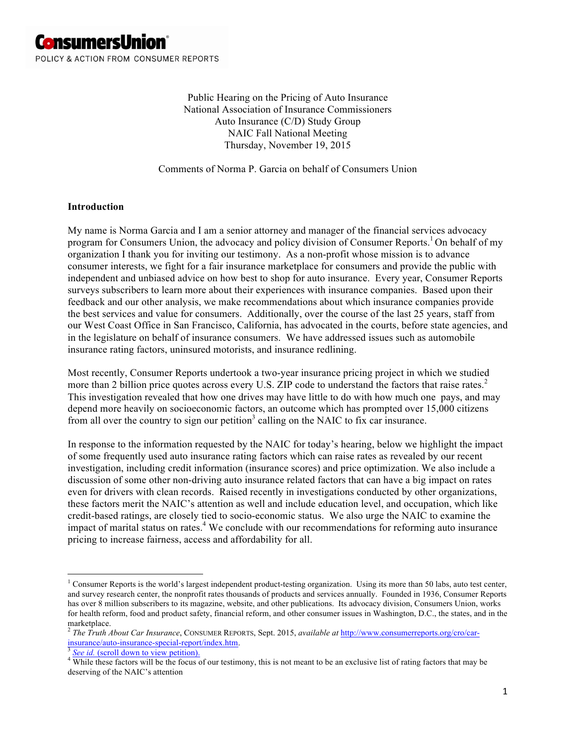**ConsumersUnion**
POLICY & ACTION FROM CONSUMER REPORTS

Public Hearing on the Pricing of Auto Insurance
National Association of Insurance Commissioners
Auto Insurance (C/D) Study Group
NAIC Fall National Meeting
Thursday, November 19, 2015

Comments of Norma P. Garcia on behalf of Consumers Union

## Introduction

My name is Norma Garcia and I am a senior attorney and manager of the financial services advocacy program for Consumers Union, the advocacy and policy division of Consumer Reports.[1] On behalf of my organization I thank you for inviting our testimony. As a non-profit whose mission is to advance consumer interests, we fight for a fair insurance marketplace for consumers and provide the public with independent and unbiased advice on how best to shop for auto insurance. Every year, Consumer Reports surveys subscribers to learn more about their experiences with insurance companies. Based upon their feedback and our other analysis, we make recommendations about which insurance companies provide the best services and value for consumers. Additionally, over the course of the last 25 years, staff from our West Coast Office in San Francisco, California, has advocated in the courts, before state agencies, and in the legislature on behalf of insurance consumers. We have addressed issues such as automobile insurance rating factors, uninsured motorists, and insurance redlining.

Most recently, Consumer Reports undertook a two-year insurance pricing project in which we studied more than 2 billion price quotes across every U.S. ZIP code to understand the factors that raise rates.[2] This investigation revealed that how one drives may have little to do with how much one pays, and may depend more heavily on socioeconomic factors, an outcome which has prompted over 15,000 citizens from all over the country to sign our petition[3] calling on the NAIC to fix car insurance.

In response to the information requested by the NAIC for today's hearing, below we highlight the impact of some frequently used auto insurance rating factors which can raise rates as revealed by our recent investigation, including credit information (insurance scores) and price optimization. We also include a discussion of some other non-driving auto insurance related factors that can have a big impact on rates even for drivers with clean records. Raised recently in investigations conducted by other organizations, these factors merit the NAIC's attention as well and include education level, and occupation, which like credit-based ratings, are closely tied to socio-economic status. We also urge the NAIC to examine the impact of marital status on rates.[4] We conclude with our recommendations for reforming auto insurance pricing to increase fairness, access and affordability for all.

---

[1] Consumer Reports is the world's largest independent product-testing organization. Using its more than 50 labs, auto test center, and survey research center, the nonprofit rates thousands of products and services annually. Founded in 1936, Consumer Reports has over 8 million subscribers to its magazine, website, and other publications. Its advocacy division, Consumers Union, works for health reform, food and product safety, financial reform, and other consumer issues in Washington, D.C., the states, and in the marketplace.

[2] *The Truth About Car Insurance*, CONSUMER REPORTS, Sept. 2015, *available at* http://www.consumerreports.org/cro/car-insurance/auto-insurance-special-report/index.htm.

[3] *See id.* (scroll down to view petition).

[4] While these factors will be the focus of our testimony, this is not meant to be an exclusive list of rating factors that may be deserving of the NAIC's attention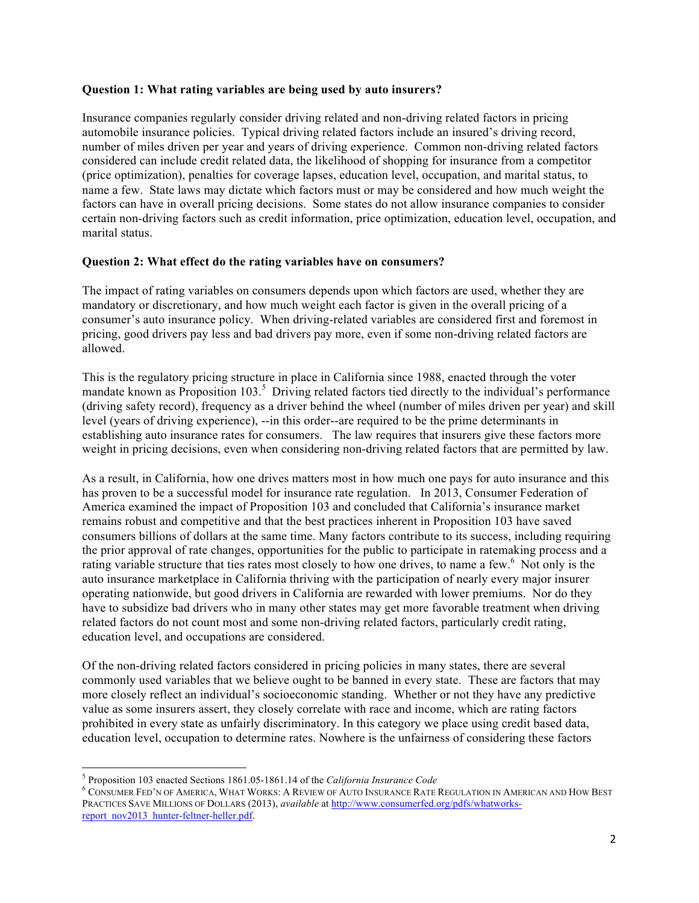**Question 1: What rating variables are being used by auto insurers?**

Insurance companies regularly consider driving related and non-driving related factors in pricing automobile insurance policies. Typical driving related factors include an insured's driving record, number of miles driven per year and years of driving experience. Common non-driving related factors considered can include credit related data, the likelihood of shopping for insurance from a competitor (price optimization), penalties for coverage lapses, education level, occupation, and marital status, to name a few. State laws may dictate which factors must or may be considered and how much weight the factors can have in overall pricing decisions. Some states do not allow insurance companies to consider certain non-driving factors such as credit information, price optimization, education level, occupation, and marital status.

**Question 2: What effect do the rating variables have on consumers?**

The impact of rating variables on consumers depends upon which factors are used, whether they are mandatory or discretionary, and how much weight each factor is given in the overall pricing of a consumer's auto insurance policy. When driving-related variables are considered first and foremost in pricing, good drivers pay less and bad drivers pay more, even if some non-driving related factors are allowed.

This is the regulatory pricing structure in place in California since 1988, enacted through the voter mandate known as Proposition 103.[5] Driving related factors tied directly to the individual's performance (driving safety record), frequency as a driver behind the wheel (number of miles driven per year) and skill level (years of driving experience), --in this order--are required to be the prime determinants in establishing auto insurance rates for consumers. The law requires that insurers give these factors more weight in pricing decisions, even when considering non-driving related factors that are permitted by law.

As a result, in California, how one drives matters most in how much one pays for auto insurance and this has proven to be a successful model for insurance rate regulation. In 2013, Consumer Federation of America examined the impact of Proposition 103 and concluded that California's insurance market remains robust and competitive and that the best practices inherent in Proposition 103 have saved consumers billions of dollars at the same time. Many factors contribute to its success, including requiring the prior approval of rate changes, opportunities for the public to participate in ratemaking process and a rating variable structure that ties rates most closely to how one drives, to name a few.[6] Not only is the auto insurance marketplace in California thriving with the participation of nearly every major insurer operating nationwide, but good drivers in California are rewarded with lower premiums. Nor do they have to subsidize bad drivers who in many other states may get more favorable treatment when driving related factors do not count most and some non-driving related factors, particularly credit rating, education level, and occupations are considered.

Of the non-driving related factors considered in pricing policies in many states, there are several commonly used variables that we believe ought to be banned in every state. These are factors that may more closely reflect an individual's socioeconomic standing. Whether or not they have any predictive value as some insurers assert, they closely correlate with race and income, which are rating factors prohibited in every state as unfairly discriminatory. In this category we place using credit based data, education level, occupation to determine rates. Nowhere is the unfairness of considering these factors

---

[5] Proposition 103 enacted Sections 1861.05-1861.14 of the *California Insurance Code*

[6] CONSUMER FED'N OF AMERICA, WHAT WORKS: A REVIEW OF AUTO INSURANCE RATE REGULATION IN AMERICAN AND HOW BEST PRACTICES SAVE MILLIONS OF DOLLARS (2013), *available* at http://www.consumerfed.org/pdfs/whatworks-report_nov2013_hunter-feltner-heller.pdf.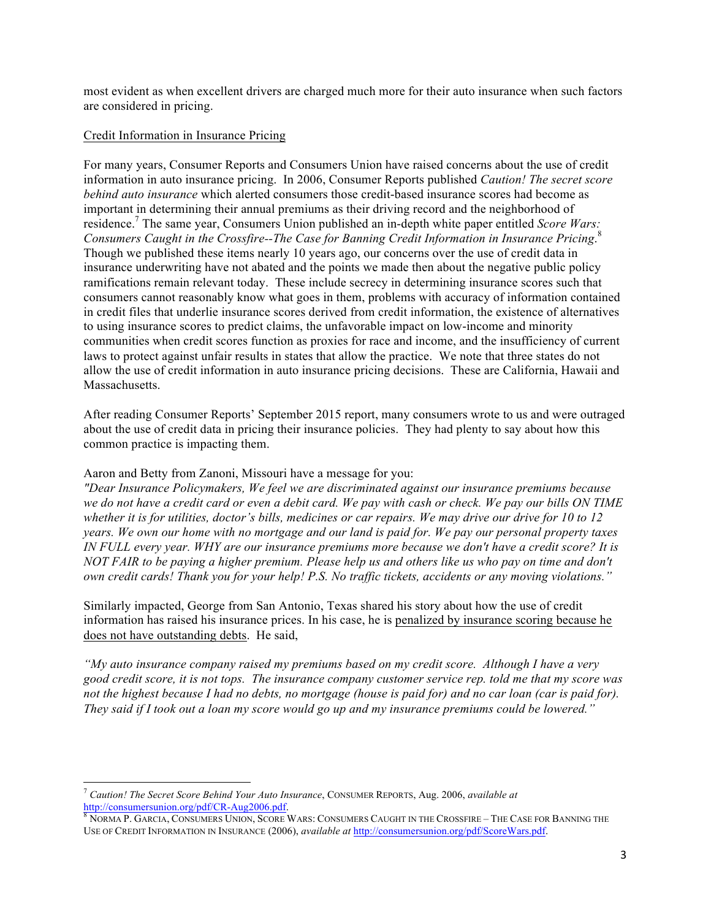most evident as when excellent drivers are charged much more for their auto insurance when such factors are considered in pricing.

<u>Credit Information in Insurance Pricing</u>

For many years, Consumer Reports and Consumers Union have raised concerns about the use of credit information in auto insurance pricing. In 2006, Consumer Reports published *Caution! The secret score behind auto insurance* which alerted consumers those credit-based insurance scores had become as important in determining their annual premiums as their driving record and the neighborhood of residence.[7] The same year, Consumers Union published an in-depth white paper entitled *Score Wars: Consumers Caught in the Crossfire--The Case for Banning Credit Information in Insurance Pricing*.[8] Though we published these items nearly 10 years ago, our concerns over the use of credit data in insurance underwriting have not abated and the points we made then about the negative public policy ramifications remain relevant today. These include secrecy in determining insurance scores such that consumers cannot reasonably know what goes in them, problems with accuracy of information contained in credit files that underlie insurance scores derived from credit information, the existence of alternatives to using insurance scores to predict claims, the unfavorable impact on low-income and minority communities when credit scores function as proxies for race and income, and the insufficiency of current laws to protect against unfair results in states that allow the practice. We note that three states do not allow the use of credit information in auto insurance pricing decisions. These are California, Hawaii and Massachusetts.

After reading Consumer Reports' September 2015 report, many consumers wrote to us and were outraged about the use of credit data in pricing their insurance policies. They had plenty to say about how this common practice is impacting them.

Aaron and Betty from Zanoni, Missouri have a message for you:
*"Dear Insurance Policymakers, We feel we are discriminated against our insurance premiums because we do not have a credit card or even a debit card. We pay with cash or check. We pay our bills ON TIME whether it is for utilities, doctor's bills, medicines or car repairs. We may drive our drive for 10 to 12 years. We own our home with no mortgage and our land is paid for. We pay our personal property taxes IN FULL every year. WHY are our insurance premiums more because we don't have a credit score? It is NOT FAIR to be paying a higher premium. Please help us and others like us who pay on time and don't own credit cards! Thank you for your help! P.S. No traffic tickets, accidents or any moving violations."*

Similarly impacted, George from San Antonio, Texas shared his story about how the use of credit information has raised his insurance prices. In his case, he is <u>penalized by insurance scoring because he does not have outstanding debts</u>. He said,

*"My auto insurance company raised my premiums based on my credit score. Although I have a very good credit score, it is not tops. The insurance company customer service rep. told me that my score was not the highest because I had no debts, no mortgage (house is paid for) and no car loan (car is paid for). They said if I took out a loan my score would go up and my insurance premiums could be lowered."*

---

[7] *Caution! The Secret Score Behind Your Auto Insurance*, CONSUMER REPORTS, Aug. 2006, *available at* http://consumersunion.org/pdf/CR-Aug2006.pdf.

[8] NORMA P. GARCIA, CONSUMERS UNION, SCORE WARS: CONSUMERS CAUGHT IN THE CROSSFIRE – THE CASE FOR BANNING THE USE OF CREDIT INFORMATION IN INSURANCE (2006), *available at* http://consumersunion.org/pdf/ScoreWars.pdf.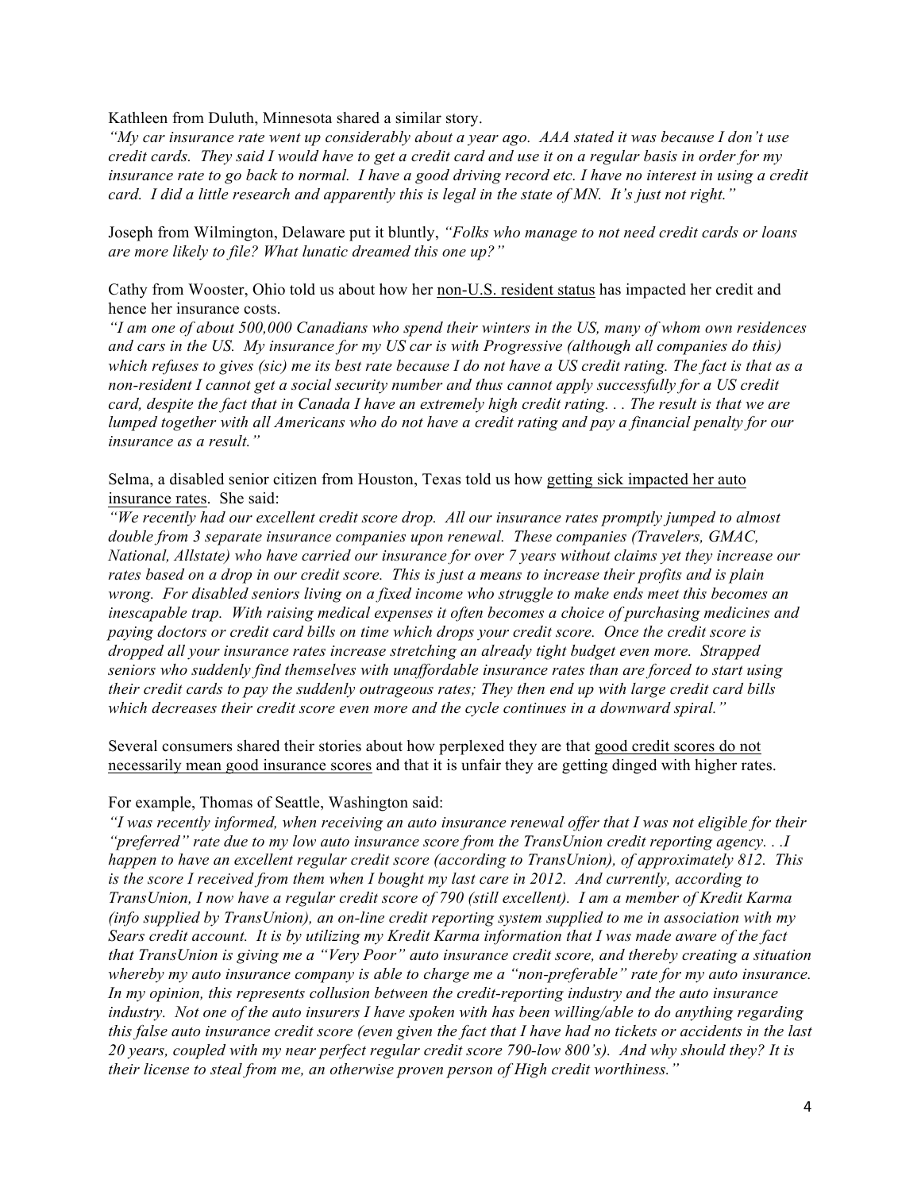Kathleen from Duluth, Minnesota shared a similar story.

*"My car insurance rate went up considerably about a year ago. AAA stated it was because I don't use credit cards. They said I would have to get a credit card and use it on a regular basis in order for my insurance rate to go back to normal. I have a good driving record etc. I have no interest in using a credit card. I did a little research and apparently this is legal in the state of MN. It's just not right."*

Joseph from Wilmington, Delaware put it bluntly, *"Folks who manage to not need credit cards or loans are more likely to file? What lunatic dreamed this one up?"*

Cathy from Wooster, Ohio told us about how her <u>non-U.S. resident status</u> has impacted her credit and hence her insurance costs.

*"I am one of about 500,000 Canadians who spend their winters in the US, many of whom own residences and cars in the US. My insurance for my US car is with Progressive (although all companies do this) which refuses to gives (sic) me its best rate because I do not have a US credit rating. The fact is that as a non-resident I cannot get a social security number and thus cannot apply successfully for a US credit card, despite the fact that in Canada I have an extremely high credit rating. . . The result is that we are lumped together with all Americans who do not have a credit rating and pay a financial penalty for our insurance as a result."*

Selma, a disabled senior citizen from Houston, Texas told us how <u>getting sick impacted her auto insurance rates</u>. She said:

*"We recently had our excellent credit score drop. All our insurance rates promptly jumped to almost double from 3 separate insurance companies upon renewal. These companies (Travelers, GMAC, National, Allstate) who have carried our insurance for over 7 years without claims yet they increase our rates based on a drop in our credit score. This is just a means to increase their profits and is plain wrong. For disabled seniors living on a fixed income who struggle to make ends meet this becomes an inescapable trap. With raising medical expenses it often becomes a choice of purchasing medicines and paying doctors or credit card bills on time which drops your credit score. Once the credit score is dropped all your insurance rates increase stretching an already tight budget even more. Strapped seniors who suddenly find themselves with unaffordable insurance rates than are forced to start using their credit cards to pay the suddenly outrageous rates; They then end up with large credit card bills which decreases their credit score even more and the cycle continues in a downward spiral."*

Several consumers shared their stories about how perplexed they are that <u>good credit scores do not necessarily mean good insurance scores</u> and that it is unfair they are getting dinged with higher rates.

For example, Thomas of Seattle, Washington said:

*"I was recently informed, when receiving an auto insurance renewal offer that I was not eligible for their "preferred" rate due to my low auto insurance score from the TransUnion credit reporting agency. . .I happen to have an excellent regular credit score (according to TransUnion), of approximately 812. This is the score I received from them when I bought my last care in 2012. And currently, according to TransUnion, I now have a regular credit score of 790 (still excellent). I am a member of Kredit Karma (info supplied by TransUnion), an on-line credit reporting system supplied to me in association with my Sears credit account. It is by utilizing my Kredit Karma information that I was made aware of the fact that TransUnion is giving me a "Very Poor" auto insurance credit score, and thereby creating a situation whereby my auto insurance company is able to charge me a "non-preferable" rate for my auto insurance. In my opinion, this represents collusion between the credit-reporting industry and the auto insurance industry. Not one of the auto insurers I have spoken with has been willing/able to do anything regarding this false auto insurance credit score (even given the fact that I have had no tickets or accidents in the last 20 years, coupled with my near perfect regular credit score 790-low 800's). And why should they? It is their license to steal from me, an otherwise proven person of High credit worthiness."*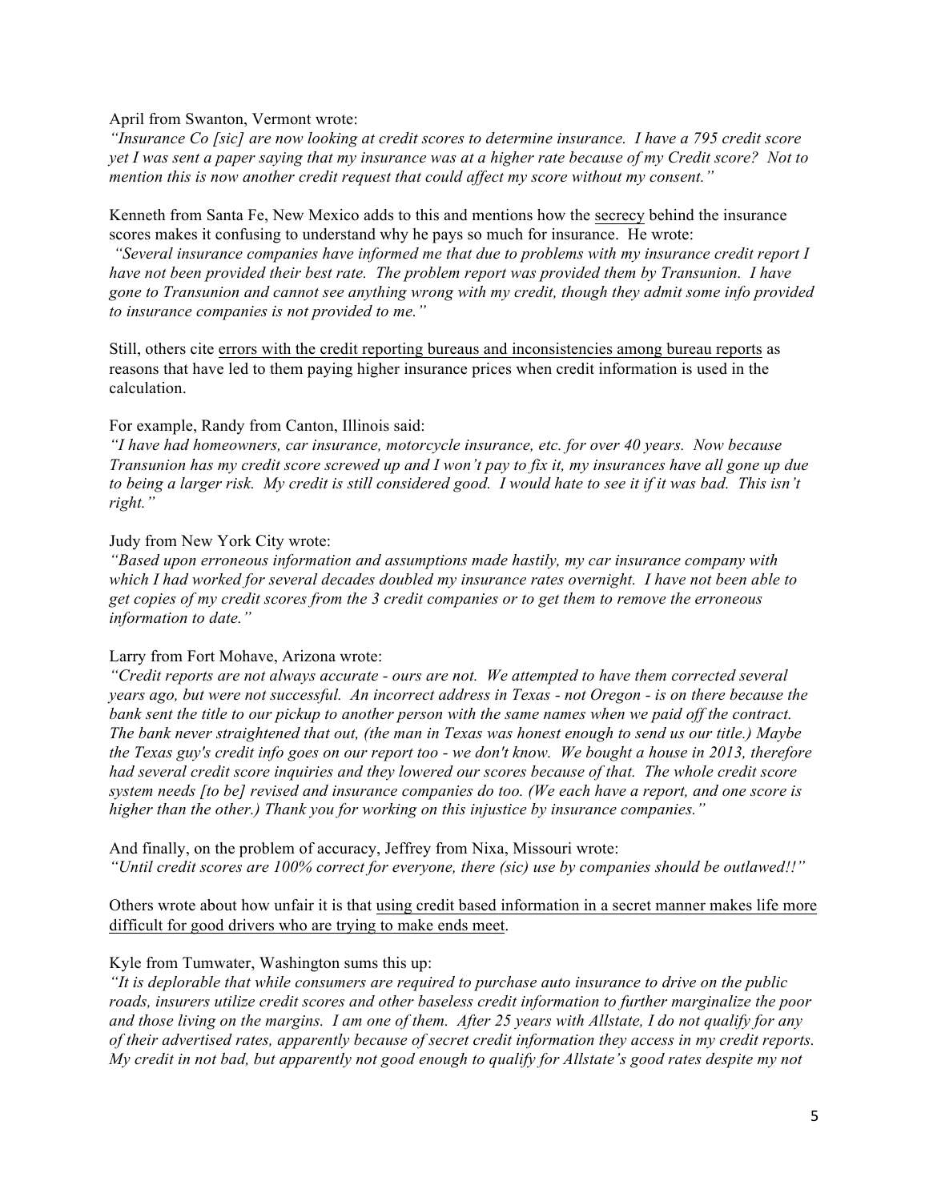April from Swanton, Vermont wrote:
*"Insurance Co [sic] are now looking at credit scores to determine insurance. I have a 795 credit score yet I was sent a paper saying that my insurance was at a higher rate because of my Credit score? Not to mention this is now another credit request that could affect my score without my consent."*

Kenneth from Santa Fe, New Mexico adds to this and mentions how the <u>secrecy</u> behind the insurance scores makes it confusing to understand why he pays so much for insurance. He wrote:
*"Several insurance companies have informed me that due to problems with my insurance credit report I have not been provided their best rate. The problem report was provided them by Transunion. I have gone to Transunion and cannot see anything wrong with my credit, though they admit some info provided to insurance companies is not provided to me."*

Still, others cite <u>errors with the credit reporting bureaus and inconsistencies among bureau reports</u> as reasons that have led to them paying higher insurance prices when credit information is used in the calculation.

For example, Randy from Canton, Illinois said:
*"I have had homeowners, car insurance, motorcycle insurance, etc. for over 40 years. Now because Transunion has my credit score screwed up and I won't pay to fix it, my insurances have all gone up due to being a larger risk. My credit is still considered good. I would hate to see it if it was bad. This isn't right."*

Judy from New York City wrote:
*"Based upon erroneous information and assumptions made hastily, my car insurance company with which I had worked for several decades doubled my insurance rates overnight. I have not been able to get copies of my credit scores from the 3 credit companies or to get them to remove the erroneous information to date."*

Larry from Fort Mohave, Arizona wrote:
*"Credit reports are not always accurate - ours are not. We attempted to have them corrected several years ago, but were not successful. An incorrect address in Texas - not Oregon - is on there because the bank sent the title to our pickup to another person with the same names when we paid off the contract. The bank never straightened that out, (the man in Texas was honest enough to send us our title.) Maybe the Texas guy's credit info goes on our report too - we don't know. We bought a house in 2013, therefore had several credit score inquiries and they lowered our scores because of that. The whole credit score system needs [to be] revised and insurance companies do too. (We each have a report, and one score is higher than the other.) Thank you for working on this injustice by insurance companies."*

And finally, on the problem of accuracy, Jeffrey from Nixa, Missouri wrote:
*"Until credit scores are 100% correct for everyone, there (sic) use by companies should be outlawed!!"*

Others wrote about how unfair it is that <u>using credit based information in a secret manner makes life more difficult for good drivers who are trying to make ends meet</u>.

Kyle from Tumwater, Washington sums this up:
*"It is deplorable that while consumers are required to purchase auto insurance to drive on the public roads, insurers utilize credit scores and other baseless credit information to further marginalize the poor and those living on the margins. I am one of them. After 25 years with Allstate, I do not qualify for any of their advertised rates, apparently because of secret credit information they access in my credit reports. My credit in not bad, but apparently not good enough to qualify for Allstate's good rates despite my not*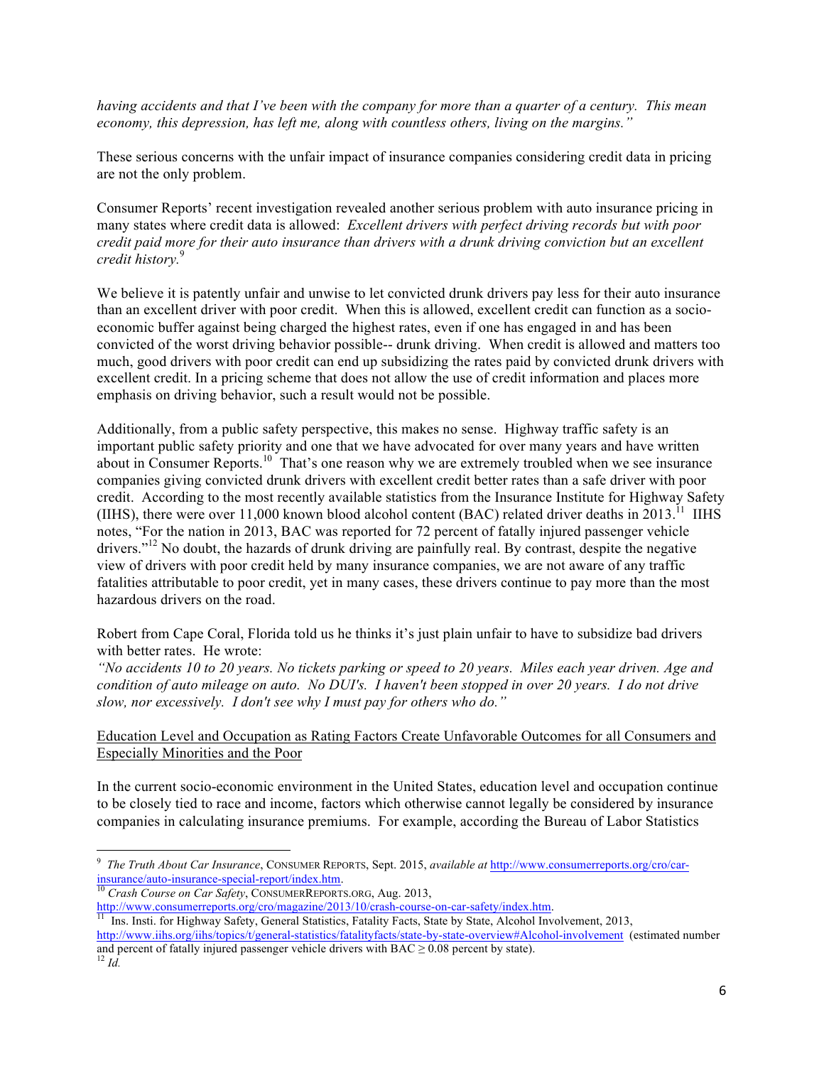*having accidents and that I've been with the company for more than a quarter of a century. This mean economy, this depression, has left me, along with countless others, living on the margins."*

These serious concerns with the unfair impact of insurance companies considering credit data in pricing are not the only problem.

Consumer Reports' recent investigation revealed another serious problem with auto insurance pricing in many states where credit data is allowed: *Excellent drivers with perfect driving records but with poor credit paid more for their auto insurance than drivers with a drunk driving conviction but an excellent credit history.*[9]

We believe it is patently unfair and unwise to let convicted drunk drivers pay less for their auto insurance than an excellent driver with poor credit. When this is allowed, excellent credit can function as a socio-economic buffer against being charged the highest rates, even if one has engaged in and has been convicted of the worst driving behavior possible-- drunk driving. When credit is allowed and matters too much, good drivers with poor credit can end up subsidizing the rates paid by convicted drunk drivers with excellent credit. In a pricing scheme that does not allow the use of credit information and places more emphasis on driving behavior, such a result would not be possible.

Additionally, from a public safety perspective, this makes no sense. Highway traffic safety is an important public safety priority and one that we have advocated for over many years and have written about in Consumer Reports.[10] That's one reason why we are extremely troubled when we see insurance companies giving convicted drunk drivers with excellent credit better rates than a safe driver with poor credit. According to the most recently available statistics from the Insurance Institute for Highway Safety (IIHS), there were over 11,000 known blood alcohol content (BAC) related driver deaths in 2013.[11] IIHS notes, "For the nation in 2013, BAC was reported for 72 percent of fatally injured passenger vehicle drivers."[12] No doubt, the hazards of drunk driving are painfully real. By contrast, despite the negative view of drivers with poor credit held by many insurance companies, we are not aware of any traffic fatalities attributable to poor credit, yet in many cases, these drivers continue to pay more than the most hazardous drivers on the road.

Robert from Cape Coral, Florida told us he thinks it's just plain unfair to have to subsidize bad drivers with better rates. He wrote:
*"No accidents 10 to 20 years. No tickets parking or speed to 20 years. Miles each year driven. Age and condition of auto mileage on auto. No DUI's. I haven't been stopped in over 20 years. I do not drive slow, nor excessively. I don't see why I must pay for others who do."*

<u>Education Level and Occupation as Rating Factors Create Unfavorable Outcomes for all Consumers and Especially Minorities and the Poor</u>

In the current socio-economic environment in the United States, education level and occupation continue to be closely tied to race and income, factors which otherwise cannot legally be considered by insurance companies in calculating insurance premiums. For example, according the Bureau of Labor Statistics

---

[9] *The Truth About Car Insurance*, CONSUMER REPORTS, Sept. 2015, *available at* http://www.consumerreports.org/cro/car-insurance/auto-insurance-special-report/index.htm.

[10] *Crash Course on Car Safety*, CONSUMERREPORTS.ORG, Aug. 2013, http://www.consumerreports.org/cro/magazine/2013/10/crash-course-on-car-safety/index.htm.

[11] Ins. Insti. for Highway Safety, General Statistics, Fatality Facts, State by State, Alcohol Involvement, 2013, http://www.iihs.org/iihs/topics/t/general-statistics/fatalityfacts/state-by-state-overview#Alcohol-involvement (estimated number and percent of fatally injured passenger vehicle drivers with BAC $\geq$ 0.08 percent by state).

[12] *Id.*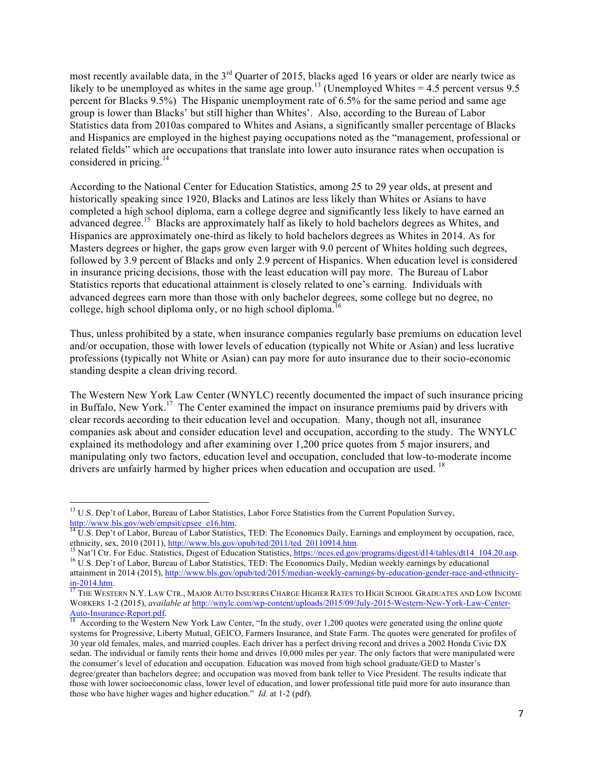most recently available data, in the 3rd Quarter of 2015, blacks aged 16 years or older are nearly twice as likely to be unemployed as whites in the same age group.[13] (Unemployed Whites = 4.5 percent versus 9.5 percent for Blacks 9.5%) The Hispanic unemployment rate of 6.5% for the same period and same age group is lower than Blacks' but still higher than Whites'. Also, according to the Bureau of Labor Statistics data from 2010as compared to Whites and Asians, a significantly smaller percentage of Blacks and Hispanics are employed in the highest paying occupations noted as the "management, professional or related fields" which are occupations that translate into lower auto insurance rates when occupation is considered in pricing.[14]

According to the National Center for Education Statistics, among 25 to 29 year olds, at present and historically speaking since 1920, Blacks and Latinos are less likely than Whites or Asians to have completed a high school diploma, earn a college degree and significantly less likely to have earned an advanced degree.[15] Blacks are approximately half as likely to hold bachelors degrees as Whites, and Hispanics are approximately one-third as likely to hold bachelors degrees as Whites in 2014. As for Masters degrees or higher, the gaps grow even larger with 9.0 percent of Whites holding such degrees, followed by 3.9 percent of Blacks and only 2.9 percent of Hispanics. When education level is considered in insurance pricing decisions, those with the least education will pay more. The Bureau of Labor Statistics reports that educational attainment is closely related to one's earning. Individuals with advanced degrees earn more than those with only bachelor degrees, some college but no degree, no college, high school diploma only, or no high school diploma.[16]

Thus, unless prohibited by a state, when insurance companies regularly base premiums on education level and/or occupation, those with lower levels of education (typically not White or Asian) and less lucrative professions (typically not White or Asian) can pay more for auto insurance due to their socio-economic standing despite a clean driving record.

The Western New York Law Center (WNYLC) recently documented the impact of such insurance pricing in Buffalo, New York.[17] The Center examined the impact on insurance premiums paid by drivers with clear records according to their education level and occupation. Many, though not all, insurance companies ask about and consider education level and occupation, according to the study. The WNYLC explained its methodology and after examining over 1,200 price quotes from 5 major insurers, and manipulating only two factors, education level and occupation, concluded that low-to-moderate income drivers are unfairly harmed by higher prices when education and occupation are used.[18]

---

[13] U.S. Dep't of Labor, Bureau of Labor Statistics, Labor Force Statistics from the Current Population Survey, http://www.bls.gov/web/empsit/cpsee_e16.htm.

[14] U.S. Dep't of Labor, Bureau of Labor Statistics, TED: The Economics Daily, Earnings and employment by occupation, race, ethnicity, sex, 2010 (2011), http://www.bls.gov/opub/ted/2011/ted_20110914.htm.

[15] Nat'l Ctr. For Educ. Statistics, Digest of Education Statistics, https://nces.ed.gov/programs/digest/d14/tables/dt14_104.20.asp.

[16] U.S. Dep't of Labor, Bureau of Labor Statistics, TED: The Economics Daily, Median weekly earnings by educational attainment in 2014 (2015), http://www.bls.gov/opub/ted/2015/median-weekly-earnings-by-education-gender-race-and-ethnicity-in-2014.htm.

[17] THE WESTERN N.Y. LAW CTR., MAJOR AUTO INSURERS CHARGE HIGHER RATES TO HIGH SCHOOL GRADUATES AND LOW INCOME WORKERS 1-2 (2015), *available at* http://wnylc.com/wp-content/uploads/2015/09/July-2015-Western-New-York-Law-Center-Auto-Insurance-Report.pdf.

[18] According to the Western New York Law Center, "In the study, over 1,200 quotes were generated using the online quote systems for Progressive, Liberty Mutual, GEICO, Farmers Insurance, and State Farm. The quotes were generated for profiles of 30 year old females, males, and married couples. Each driver has a perfect driving record and drives a 2002 Honda Civic DX sedan. The individual or family rents their home and drives 10,000 miles per year. The only factors that were manipulated were the consumer's level of education and occupation. Education was moved from high school graduate/GED to Master's degree/greater than bachelors degree; and occupation was moved from bank teller to Vice President. The results indicate that those with lower socioeconomic class, lower level of education, and lower professional title paid more for auto insurance than those who have higher wages and higher education." *Id.* at 1-2 (pdf).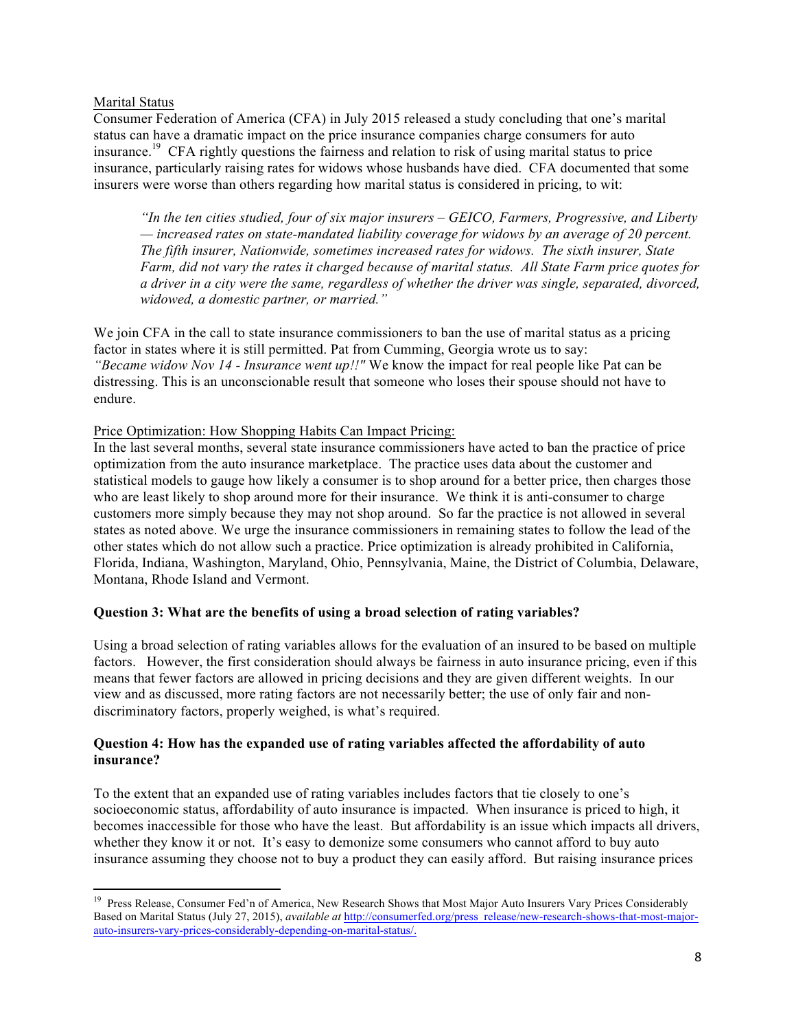Marital Status

Consumer Federation of America (CFA) in July 2015 released a study concluding that one's marital status can have a dramatic impact on the price insurance companies charge consumers for auto insurance.[19] CFA rightly questions the fairness and relation to risk of using marital status to price insurance, particularly raising rates for widows whose husbands have died. CFA documented that some insurers were worse than others regarding how marital status is considered in pricing, to wit:

> *"In the ten cities studied, four of six major insurers – GEICO, Farmers, Progressive, and Liberty — increased rates on state-mandated liability coverage for widows by an average of 20 percent. The fifth insurer, Nationwide, sometimes increased rates for widows. The sixth insurer, State Farm, did not vary the rates it charged because of marital status. All State Farm price quotes for a driver in a city were the same, regardless of whether the driver was single, separated, divorced, widowed, a domestic partner, or married."*

We join CFA in the call to state insurance commissioners to ban the use of marital status as a pricing factor in states where it is still permitted. Pat from Cumming, Georgia wrote us to say: *"Became widow Nov 14 - Insurance went up!!"* We know the impact for real people like Pat can be distressing. This is an unconscionable result that someone who loses their spouse should not have to endure.

Price Optimization: How Shopping Habits Can Impact Pricing:

In the last several months, several state insurance commissioners have acted to ban the practice of price optimization from the auto insurance marketplace. The practice uses data about the customer and statistical models to gauge how likely a consumer is to shop around for a better price, then charges those who are least likely to shop around more for their insurance. We think it is anti-consumer to charge customers more simply because they may not shop around. So far the practice is not allowed in several states as noted above. We urge the insurance commissioners in remaining states to follow the lead of the other states which do not allow such a practice. Price optimization is already prohibited in California, Florida, Indiana, Washington, Maryland, Ohio, Pennsylvania, Maine, the District of Columbia, Delaware, Montana, Rhode Island and Vermont.

**Question 3: What are the benefits of using a broad selection of rating variables?**

Using a broad selection of rating variables allows for the evaluation of an insured to be based on multiple factors. However, the first consideration should always be fairness in auto insurance pricing, even if this means that fewer factors are allowed in pricing decisions and they are given different weights. In our view and as discussed, more rating factors are not necessarily better; the use of only fair and non-discriminatory factors, properly weighed, is what's required.

**Question 4: How has the expanded use of rating variables affected the affordability of auto insurance?**

To the extent that an expanded use of rating variables includes factors that tie closely to one's socioeconomic status, affordability of auto insurance is impacted. When insurance is priced to high, it becomes inaccessible for those who have the least. But affordability is an issue which impacts all drivers, whether they know it or not. It's easy to demonize some consumers who cannot afford to buy auto insurance assuming they choose not to buy a product they can easily afford. But raising insurance prices

---

[19] Press Release, Consumer Fed'n of America, New Research Shows that Most Major Auto Insurers Vary Prices Considerably Based on Marital Status (July 27, 2015), *available at* http://consumerfed.org/press_release/new-research-shows-that-most-major-auto-insurers-vary-prices-considerably-depending-on-marital-status/.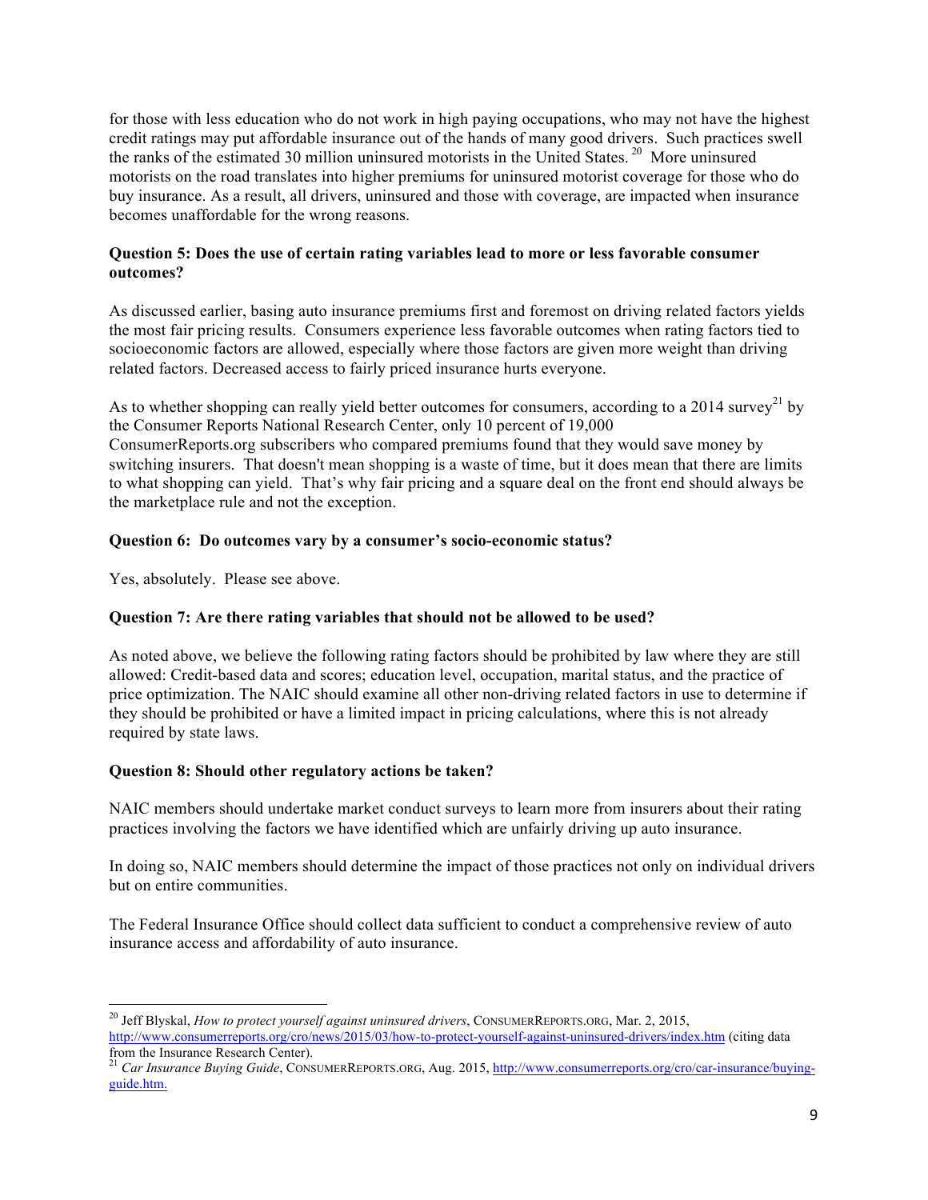for those with less education who do not work in high paying occupations, who may not have the highest credit ratings may put affordable insurance out of the hands of many good drivers. Such practices swell the ranks of the estimated 30 million uninsured motorists in the United States.[20] More uninsured motorists on the road translates into higher premiums for uninsured motorist coverage for those who do buy insurance. As a result, all drivers, uninsured and those with coverage, are impacted when insurance becomes unaffordable for the wrong reasons.

**Question 5: Does the use of certain rating variables lead to more or less favorable consumer outcomes?**

As discussed earlier, basing auto insurance premiums first and foremost on driving related factors yields the most fair pricing results. Consumers experience less favorable outcomes when rating factors tied to socioeconomic factors are allowed, especially where those factors are given more weight than driving related factors. Decreased access to fairly priced insurance hurts everyone.

As to whether shopping can really yield better outcomes for consumers, according to a 2014 survey[21] by the Consumer Reports National Research Center, only 10 percent of 19,000 ConsumerReports.org subscribers who compared premiums found that they would save money by switching insurers. That doesn't mean shopping is a waste of time, but it does mean that there are limits to what shopping can yield. That's why fair pricing and a square deal on the front end should always be the marketplace rule and not the exception.

**Question 6: Do outcomes vary by a consumer's socio-economic status?**

Yes, absolutely. Please see above.

**Question 7: Are there rating variables that should not be allowed to be used?**

As noted above, we believe the following rating factors should be prohibited by law where they are still allowed: Credit-based data and scores; education level, occupation, marital status, and the practice of price optimization. The NAIC should examine all other non-driving related factors in use to determine if they should be prohibited or have a limited impact in pricing calculations, where this is not already required by state laws.

**Question 8: Should other regulatory actions be taken?**

NAIC members should undertake market conduct surveys to learn more from insurers about their rating practices involving the factors we have identified which are unfairly driving up auto insurance.

In doing so, NAIC members should determine the impact of those practices not only on individual drivers but on entire communities.

The Federal Insurance Office should collect data sufficient to conduct a comprehensive review of auto insurance access and affordability of auto insurance.

---

[20] Jeff Blyskal, *How to protect yourself against uninsured drivers*, CONSUMERREPORTS.ORG, Mar. 2, 2015, http://www.consumerreports.org/cro/news/2015/03/how-to-protect-yourself-against-uninsured-drivers/index.htm (citing data from the Insurance Research Center).

[21] *Car Insurance Buying Guide*, CONSUMERREPORTS.ORG, Aug. 2015, http://www.consumerreports.org/cro/car-insurance/buying-guide.htm.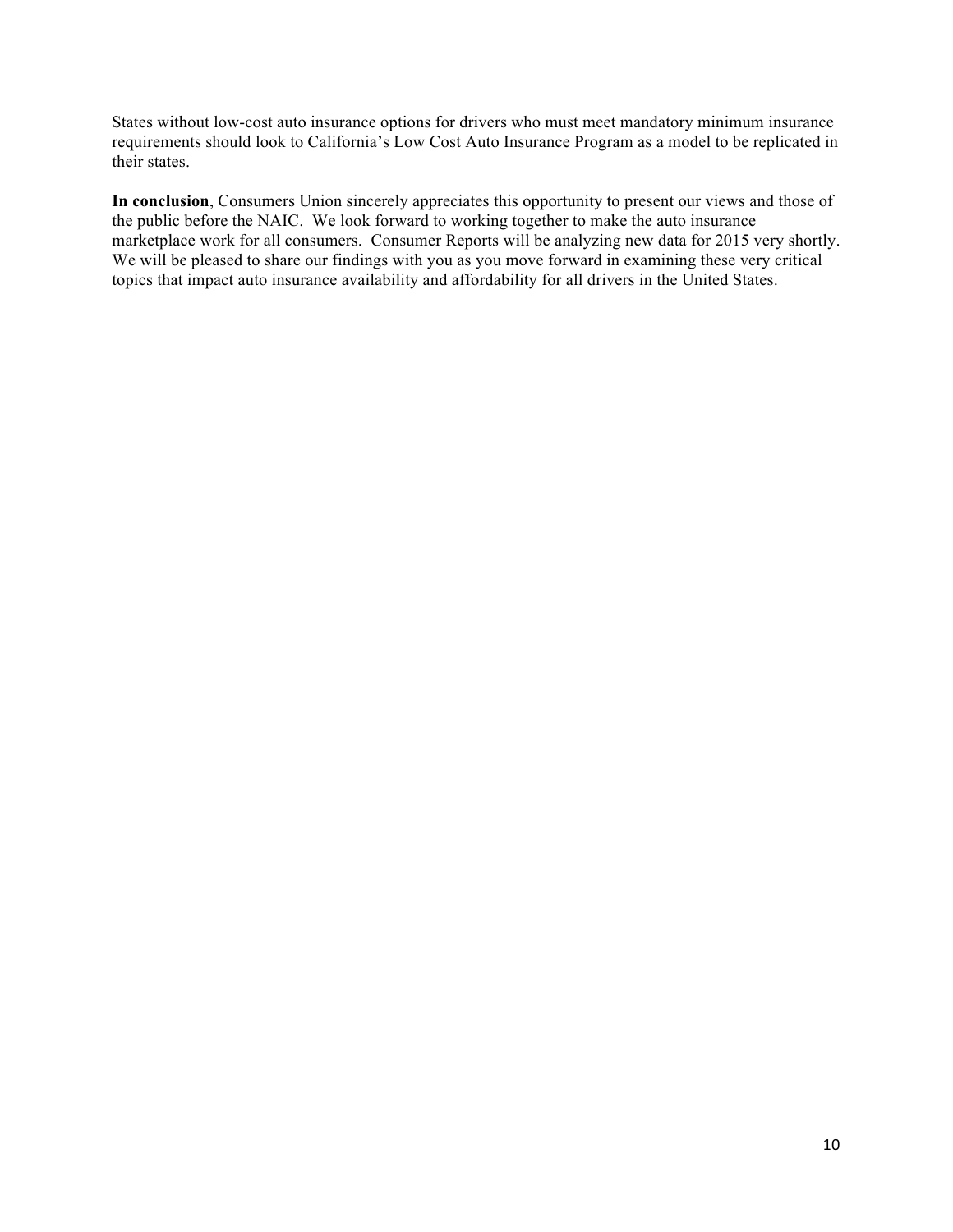States without low-cost auto insurance options for drivers who must meet mandatory minimum insurance requirements should look to California's Low Cost Auto Insurance Program as a model to be replicated in their states.

**In conclusion**, Consumers Union sincerely appreciates this opportunity to present our views and those of the public before the NAIC. We look forward to working together to make the auto insurance marketplace work for all consumers. Consumer Reports will be analyzing new data for 2015 very shortly. We will be pleased to share our findings with you as you move forward in examining these very critical topics that impact auto insurance availability and affordability for all drivers in the United States.